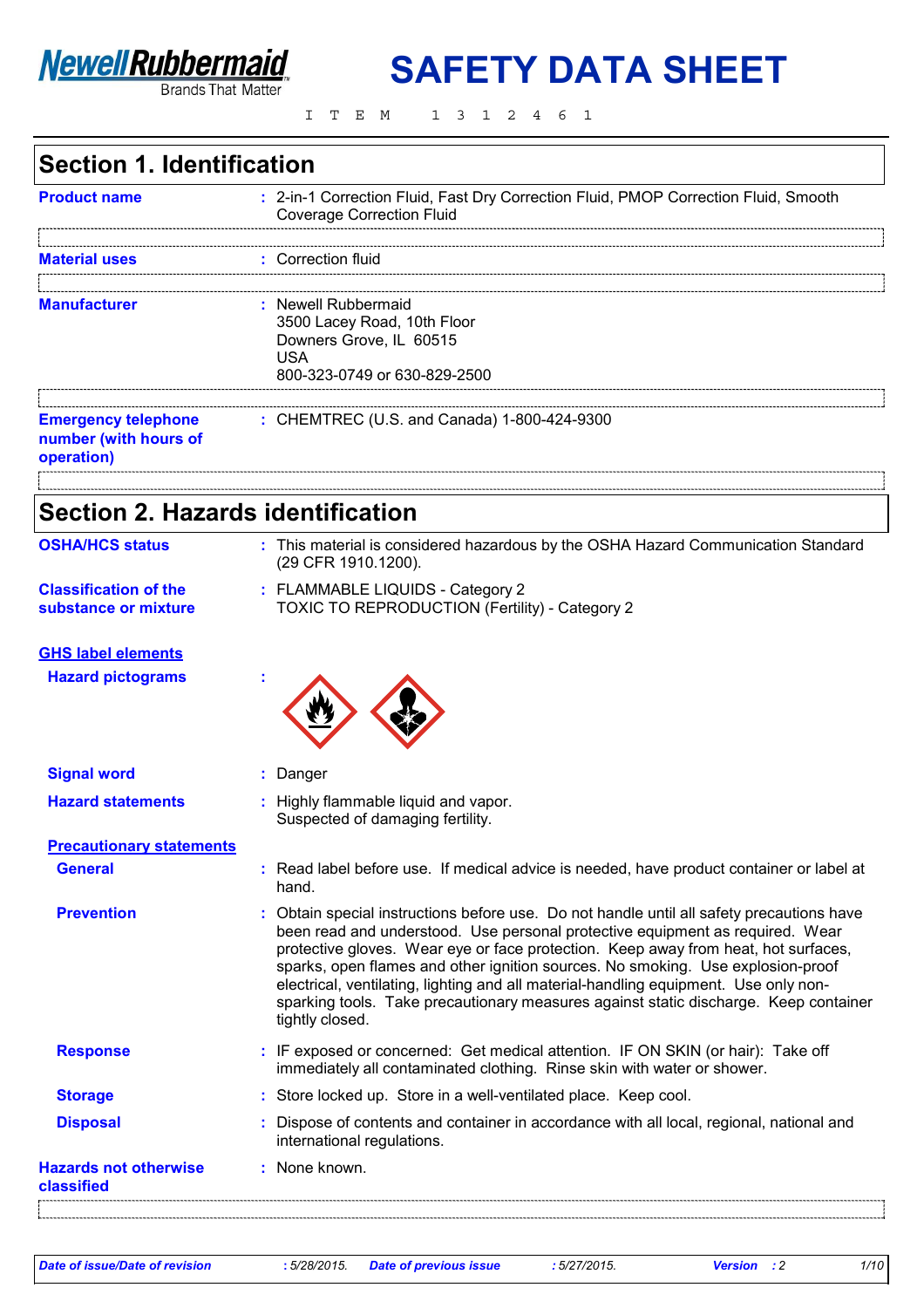NewellRubbermaid
Brands That Matter

# SAFETY DATA SHEET

ITEM 1312461

## Section 1. Identification

**Product name** : 2-in-1 Correction Fluid, Fast Dry Correction Fluid, PMOP Correction Fluid, Smooth Coverage Correction Fluid

**Material uses** : Correction fluid

**Manufacturer** : Newell Rubbermaid
3500 Lacey Road, 10th Floor
Downers Grove, IL 60515
USA
800-323-0749 or 630-829-2500

**Emergency telephone number (with hours of operation)** : CHEMTREC (U.S. and Canada) 1-800-424-9300

## Section 2. Hazards identification

**OSHA/HCS status** : This material is considered hazardous by the OSHA Hazard Communication Standard (29 CFR 1910.1200).

**Classification of the substance or mixture** : FLAMMABLE LIQUIDS - Category 2
TOXIC TO REPRODUCTION (Fertility) - Category 2

**GHS label elements**

**Hazard pictograms** :

**Signal word** : Danger

**Hazard statements** : Highly flammable liquid and vapor.
Suspected of damaging fertility.

**Precautionary statements**

**General** : Read label before use. If medical advice is needed, have product container or label at hand.

**Prevention** : Obtain special instructions before use. Do not handle until all safety precautions have been read and understood. Use personal protective equipment as required. Wear protective gloves. Wear eye or face protection. Keep away from heat, hot surfaces, sparks, open flames and other ignition sources. No smoking. Use explosion-proof electrical, ventilating, lighting and all material-handling equipment. Use only non-sparking tools. Take precautionary measures against static discharge. Keep container tightly closed.

**Response** : IF exposed or concerned: Get medical attention. IF ON SKIN (or hair): Take off immediately all contaminated clothing. Rinse skin with water or shower.

**Storage** : Store locked up. Store in a well-ventilated place. Keep cool.

**Disposal** : Dispose of contents and container in accordance with all local, regional, national and international regulations.

**Hazards not otherwise classified** : None known.

*Date of issue/Date of revision* : 5/28/2015. *Date of previous issue* : 5/27/2015. *Version* : 2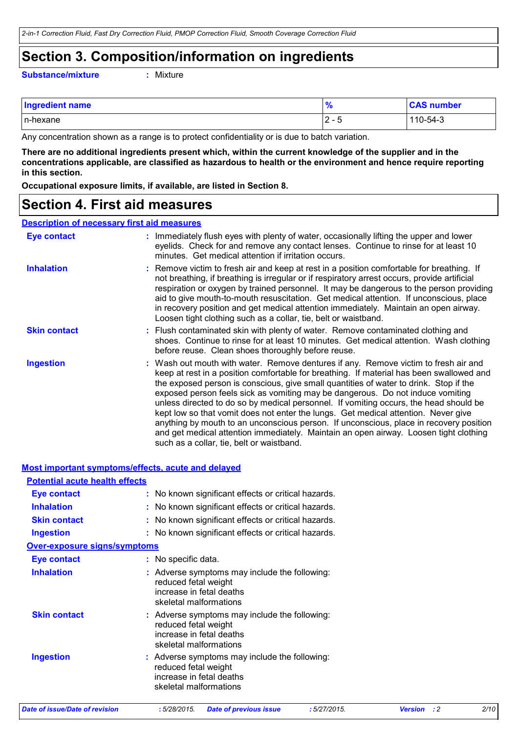## Section 3. Composition/information on ingredients

**Substance/mixture** : Mixture

| Ingredient name | % | CAS number |
|---|---|---|
| n-hexane | 2 - 5 | 110-54-3 |

Any concentration shown as a range is to protect confidentiality or is due to batch variation.

**There are no additional ingredients present which, within the current knowledge of the supplier and in the concentrations applicable, are classified as hazardous to health or the environment and hence require reporting in this section.**

**Occupational exposure limits, if available, are listed in Section 8.**

## Section 4. First aid measures

### Description of necessary first aid measures

**Eye contact** : Immediately flush eyes with plenty of water, occasionally lifting the upper and lower eyelids. Check for and remove any contact lenses. Continue to rinse for at least 10 minutes. Get medical attention if irritation occurs.

**Inhalation** : Remove victim to fresh air and keep at rest in a position comfortable for breathing. If not breathing, if breathing is irregular or if respiratory arrest occurs, provide artificial respiration or oxygen by trained personnel. It may be dangerous to the person providing aid to give mouth-to-mouth resuscitation. Get medical attention. If unconscious, place in recovery position and get medical attention immediately. Maintain an open airway. Loosen tight clothing such as a collar, tie, belt or waistband.

**Skin contact** : Flush contaminated skin with plenty of water. Remove contaminated clothing and shoes. Continue to rinse for at least 10 minutes. Get medical attention. Wash clothing before reuse. Clean shoes thoroughly before reuse.

**Ingestion** : Wash out mouth with water. Remove dentures if any. Remove victim to fresh air and keep at rest in a position comfortable for breathing. If material has been swallowed and the exposed person is conscious, give small quantities of water to drink. Stop if the exposed person feels sick as vomiting may be dangerous. Do not induce vomiting unless directed to do so by medical personnel. If vomiting occurs, the head should be kept low so that vomit does not enter the lungs. Get medical attention. Never give anything by mouth to an unconscious person. If unconscious, place in recovery position and get medical attention immediately. Maintain an open airway. Loosen tight clothing such as a collar, tie, belt or waistband.

### Most important symptoms/effects, acute and delayed

#### Potential acute health effects

**Eye contact** : No known significant effects or critical hazards.

**Inhalation** : No known significant effects or critical hazards.

**Skin contact** : No known significant effects or critical hazards.

**Ingestion** : No known significant effects or critical hazards.

#### Over-exposure signs/symptoms

**Eye contact** : No specific data.

**Inhalation** : Adverse symptoms may include the following:
reduced fetal weight
increase in fetal deaths
skeletal malformations

**Skin contact** : Adverse symptoms may include the following:
reduced fetal weight
increase in fetal deaths
skeletal malformations

**Ingestion** : Adverse symptoms may include the following:
reduced fetal weight
increase in fetal deaths
skeletal malformations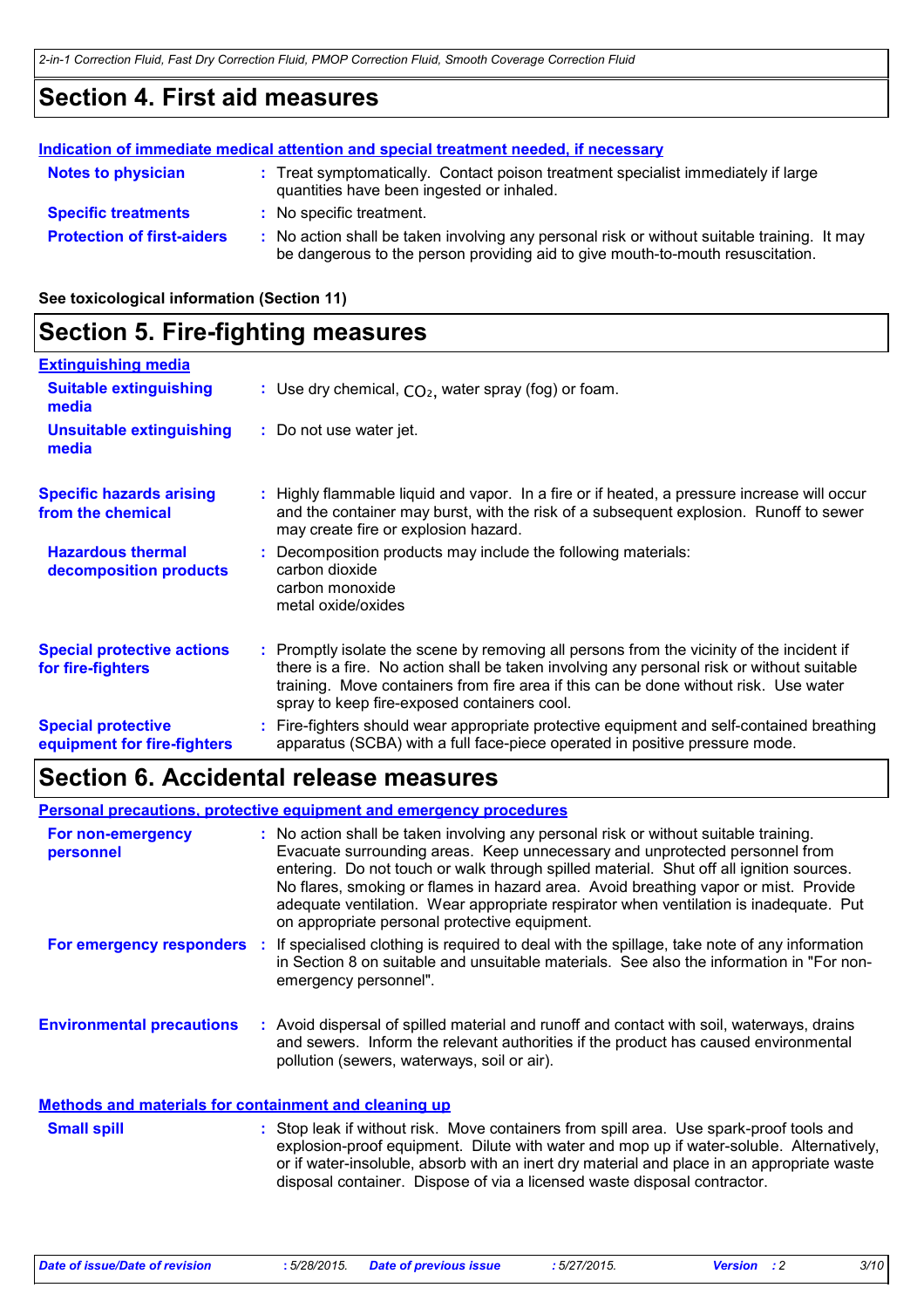## Section 4. First aid measures

**Indication of immediate medical attention and special treatment needed, if necessary**

**Notes to physician** : Treat symptomatically. Contact poison treatment specialist immediately if large quantities have been ingested or inhaled.

**Specific treatments** : No specific treatment.

**Protection of first-aiders** : No action shall be taken involving any personal risk or without suitable training. It may be dangerous to the person providing aid to give mouth-to-mouth resuscitation.

**See toxicological information (Section 11)**

## Section 5. Fire-fighting measures

**Extinguishing media**

**Suitable extinguishing media** : Use dry chemical, $CO_2$, water spray (fog) or foam.

**Unsuitable extinguishing media** : Do not use water jet.

**Specific hazards arising from the chemical** : Highly flammable liquid and vapor. In a fire or if heated, a pressure increase will occur and the container may burst, with the risk of a subsequent explosion. Runoff to sewer may create fire or explosion hazard.

**Hazardous thermal decomposition products** : Decomposition products may include the following materials:
carbon dioxide
carbon monoxide
metal oxide/oxides

**Special protective actions for fire-fighters** : Promptly isolate the scene by removing all persons from the vicinity of the incident if there is a fire. No action shall be taken involving any personal risk or without suitable training. Move containers from fire area if this can be done without risk. Use water spray to keep fire-exposed containers cool.

**Special protective equipment for fire-fighters** : Fire-fighters should wear appropriate protective equipment and self-contained breathing apparatus (SCBA) with a full face-piece operated in positive pressure mode.

## Section 6. Accidental release measures

**Personal precautions, protective equipment and emergency procedures**

**For non-emergency personnel** : No action shall be taken involving any personal risk or without suitable training. Evacuate surrounding areas. Keep unnecessary and unprotected personnel from entering. Do not touch or walk through spilled material. Shut off all ignition sources. No flares, smoking or flames in hazard area. Avoid breathing vapor or mist. Provide adequate ventilation. Wear appropriate respirator when ventilation is inadequate. Put on appropriate personal protective equipment.

**For emergency responders** : If specialised clothing is required to deal with the spillage, take note of any information in Section 8 on suitable and unsuitable materials. See also the information in "For non-emergency personnel".

**Environmental precautions** : Avoid dispersal of spilled material and runoff and contact with soil, waterways, drains and sewers. Inform the relevant authorities if the product has caused environmental pollution (sewers, waterways, soil or air).

**Methods and materials for containment and cleaning up**

**Small spill** : Stop leak if without risk. Move containers from spill area. Use spark-proof tools and explosion-proof equipment. Dilute with water and mop up if water-soluble. Alternatively, or if water-insoluble, absorb with an inert dry material and place in an appropriate waste disposal container. Dispose of via a licensed waste disposal contractor.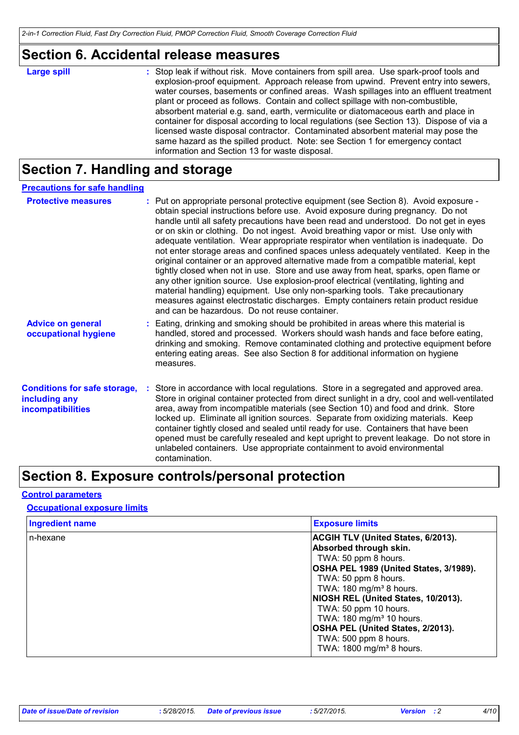## Section 6. Accidental release measures

**Large spill** : Stop leak if without risk. Move containers from spill area. Use spark-proof tools and explosion-proof equipment. Approach release from upwind. Prevent entry into sewers, water courses, basements or confined areas. Wash spillages into an effluent treatment plant or proceed as follows. Contain and collect spillage with non-combustible, absorbent material e.g. sand, earth, vermiculite or diatomaceous earth and place in container for disposal according to local regulations (see Section 13). Dispose of via a licensed waste disposal contractor. Contaminated absorbent material may pose the same hazard as the spilled product. Note: see Section 1 for emergency contact information and Section 13 for waste disposal.

## Section 7. Handling and storage

### Precautions for safe handling

**Protective measures** : Put on appropriate personal protective equipment (see Section 8). Avoid exposure - obtain special instructions before use. Avoid exposure during pregnancy. Do not handle until all safety precautions have been read and understood. Do not get in eyes or on skin or clothing. Do not ingest. Avoid breathing vapor or mist. Use only with adequate ventilation. Wear appropriate respirator when ventilation is inadequate. Do not enter storage areas and confined spaces unless adequately ventilated. Keep in the original container or an approved alternative made from a compatible material, kept tightly closed when not in use. Store and use away from heat, sparks, open flame or any other ignition source. Use explosion-proof electrical (ventilating, lighting and material handling) equipment. Use only non-sparking tools. Take precautionary measures against electrostatic discharges. Empty containers retain product residue and can be hazardous. Do not reuse container.

**Advice on general occupational hygiene** : Eating, drinking and smoking should be prohibited in areas where this material is handled, stored and processed. Workers should wash hands and face before eating, drinking and smoking. Remove contaminated clothing and protective equipment before entering eating areas. See also Section 8 for additional information on hygiene measures.

**Conditions for safe storage, including any incompatibilities** : Store in accordance with local regulations. Store in a segregated and approved area. Store in original container protected from direct sunlight in a dry, cool and well-ventilated area, away from incompatible materials (see Section 10) and food and drink. Store locked up. Eliminate all ignition sources. Separate from oxidizing materials. Keep container tightly closed and sealed until ready for use. Containers that have been opened must be carefully resealed and kept upright to prevent leakage. Do not store in unlabeled containers. Use appropriate containment to avoid environmental contamination.

## Section 8. Exposure controls/personal protection

### Control parameters

#### Occupational exposure limits

| Ingredient name | Exposure limits |
|---|---|
| n-hexane | **ACGIH TLV (United States, 6/2013). Absorbed through skin.**<br>TWA: 50 ppm 8 hours.<br>**OSHA PEL 1989 (United States, 3/1989).**<br>TWA: 50 ppm 8 hours.<br>TWA: 180 mg/m³ 8 hours.<br>**NIOSH REL (United States, 10/2013).**<br>TWA: 50 ppm 10 hours.<br>TWA: 180 mg/m³ 10 hours.<br>**OSHA PEL (United States, 2/2013).**<br>TWA: 500 ppm 8 hours.<br>TWA: 1800 mg/m³ 8 hours. |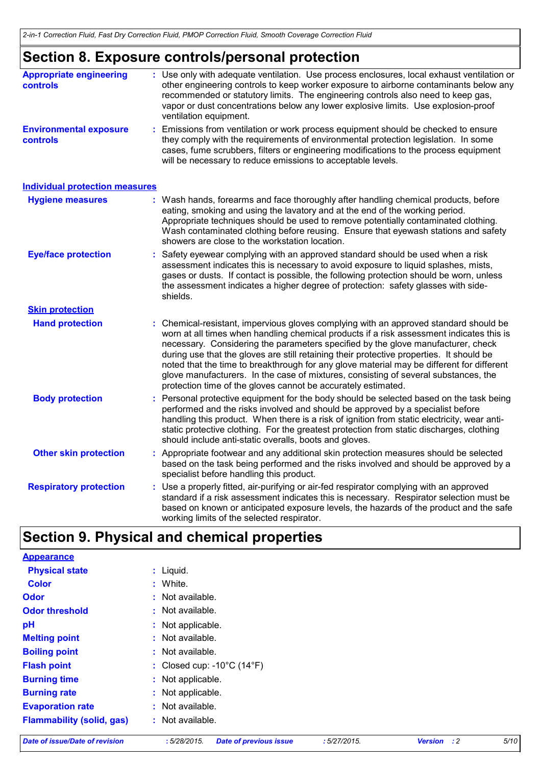## Section 8. Exposure controls/personal protection

**Appropriate engineering controls** : Use only with adequate ventilation. Use process enclosures, local exhaust ventilation or other engineering controls to keep worker exposure to airborne contaminants below any recommended or statutory limits. The engineering controls also need to keep gas, vapor or dust concentrations below any lower explosive limits. Use explosion-proof ventilation equipment.

**Environmental exposure controls** : Emissions from ventilation or work process equipment should be checked to ensure they comply with the requirements of environmental protection legislation. In some cases, fume scrubbers, filters or engineering modifications to the process equipment will be necessary to reduce emissions to acceptable levels.

### Individual protection measures

**Hygiene measures** : Wash hands, forearms and face thoroughly after handling chemical products, before eating, smoking and using the lavatory and at the end of the working period. Appropriate techniques should be used to remove potentially contaminated clothing. Wash contaminated clothing before reusing. Ensure that eyewash stations and safety showers are close to the workstation location.

**Eye/face protection** : Safety eyewear complying with an approved standard should be used when a risk assessment indicates this is necessary to avoid exposure to liquid splashes, mists, gases or dusts. If contact is possible, the following protection should be worn, unless the assessment indicates a higher degree of protection: safety glasses with side-shields.

#### Skin protection

**Hand protection** : Chemical-resistant, impervious gloves complying with an approved standard should be worn at all times when handling chemical products if a risk assessment indicates this is necessary. Considering the parameters specified by the glove manufacturer, check during use that the gloves are still retaining their protective properties. It should be noted that the time to breakthrough for any glove material may be different for different glove manufacturers. In the case of mixtures, consisting of several substances, the protection time of the gloves cannot be accurately estimated.

**Body protection** : Personal protective equipment for the body should be selected based on the task being performed and the risks involved and should be approved by a specialist before handling this product. When there is a risk of ignition from static electricity, wear anti-static protective clothing. For the greatest protection from static discharges, clothing should include anti-static overalls, boots and gloves.

**Other skin protection** : Appropriate footwear and any additional skin protection measures should be selected based on the task being performed and the risks involved and should be approved by a specialist before handling this product.

**Respiratory protection** : Use a properly fitted, air-purifying or air-fed respirator complying with an approved standard if a risk assessment indicates this is necessary. Respirator selection must be based on known or anticipated exposure levels, the hazards of the product and the safe working limits of the selected respirator.

## Section 9. Physical and chemical properties

### Appearance

**Physical state** : Liquid.

**Color** : White.

**Odor** : Not available.

**Odor threshold** : Not available.

**pH** : Not applicable.

**Melting point** : Not available.

**Boiling point** : Not available.

**Flash point** : Closed cup: -10°C (14°F)

**Burning time** : Not applicable.

**Burning rate** : Not applicable.

**Evaporation rate** : Not available.

**Flammability (solid, gas)** : Not available.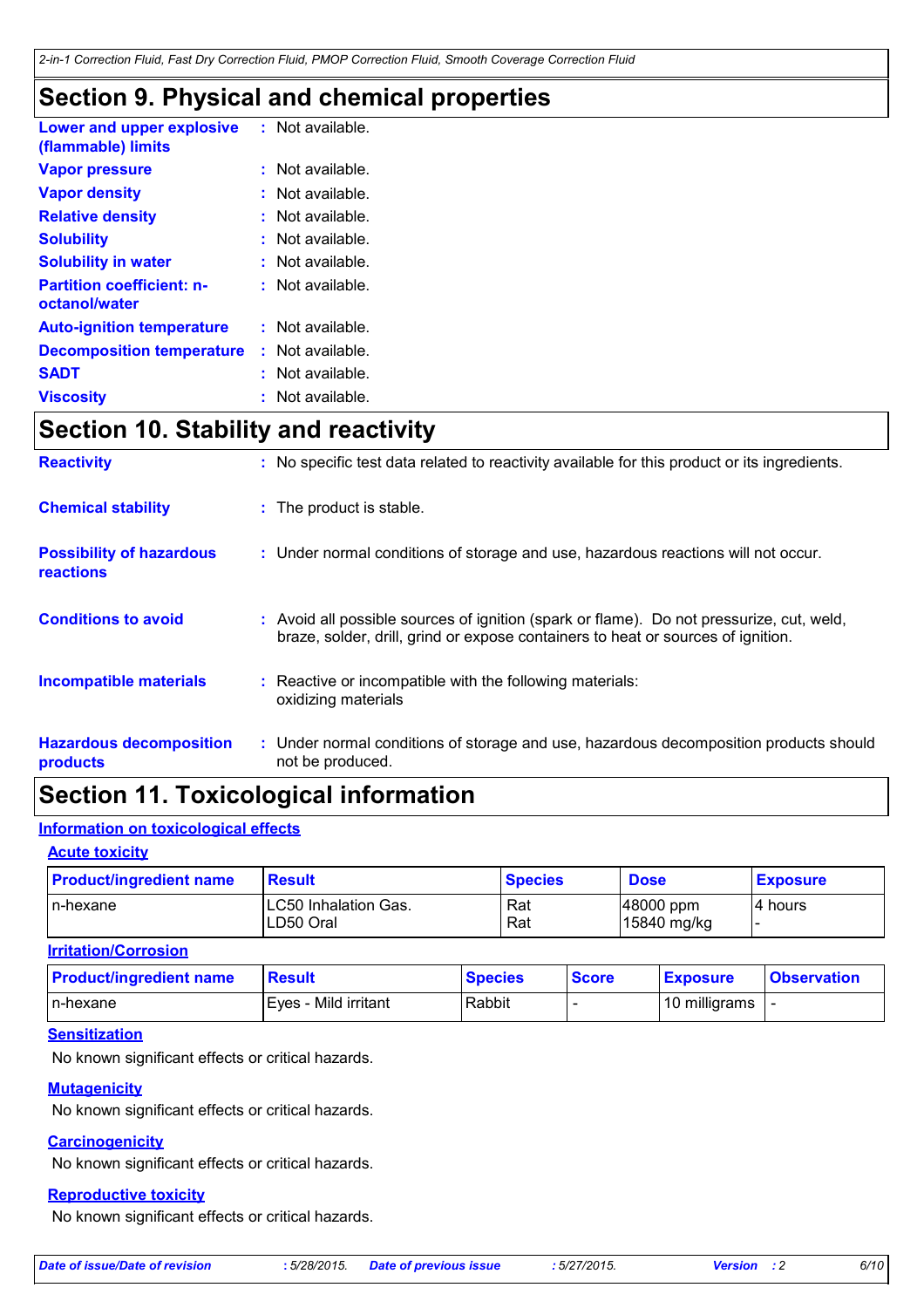## Section 9. Physical and chemical properties

| | |
|---|---|
| **Lower and upper explosive (flammable) limits** | : Not available. |
| **Vapor pressure** | : Not available. |
| **Vapor density** | : Not available. |
| **Relative density** | : Not available. |
| **Solubility** | : Not available. |
| **Solubility in water** | : Not available. |
| **Partition coefficient: n-octanol/water** | : Not available. |
| **Auto-ignition temperature** | : Not available. |
| **Decomposition temperature** | : Not available. |
| **SADT** | : Not available. |
| **Viscosity** | : Not available. |

## Section 10. Stability and reactivity

**Reactivity** : No specific test data related to reactivity available for this product or its ingredients.

**Chemical stability** : The product is stable.

**Possibility of hazardous reactions** : Under normal conditions of storage and use, hazardous reactions will not occur.

**Conditions to avoid** : Avoid all possible sources of ignition (spark or flame). Do not pressurize, cut, weld, braze, solder, drill, grind or expose containers to heat or sources of ignition.

**Incompatible materials** : Reactive or incompatible with the following materials: oxidizing materials

**Hazardous decomposition products** : Under normal conditions of storage and use, hazardous decomposition products should not be produced.

## Section 11. Toxicological information

### Information on toxicological effects

#### Acute toxicity

| Product/ingredient name | Result | Species | Dose | Exposure |
|---|---|---|---|---|
| n-hexane | LC50 Inhalation Gas.<br>LD50 Oral | Rat<br>Rat | 48000 ppm<br>15840 mg/kg | 4 hours<br>- |

#### Irritation/Corrosion

| Product/ingredient name | Result | Species | Score | Exposure | Observation |
|---|---|---|---|---|---|
| n-hexane | Eyes - Mild irritant | Rabbit | - | 10 milligrams | - |

#### Sensitization

No known significant effects or critical hazards.

#### Mutagenicity

No known significant effects or critical hazards.

#### Carcinogenicity

No known significant effects or critical hazards.

#### Reproductive toxicity

No known significant effects or critical hazards.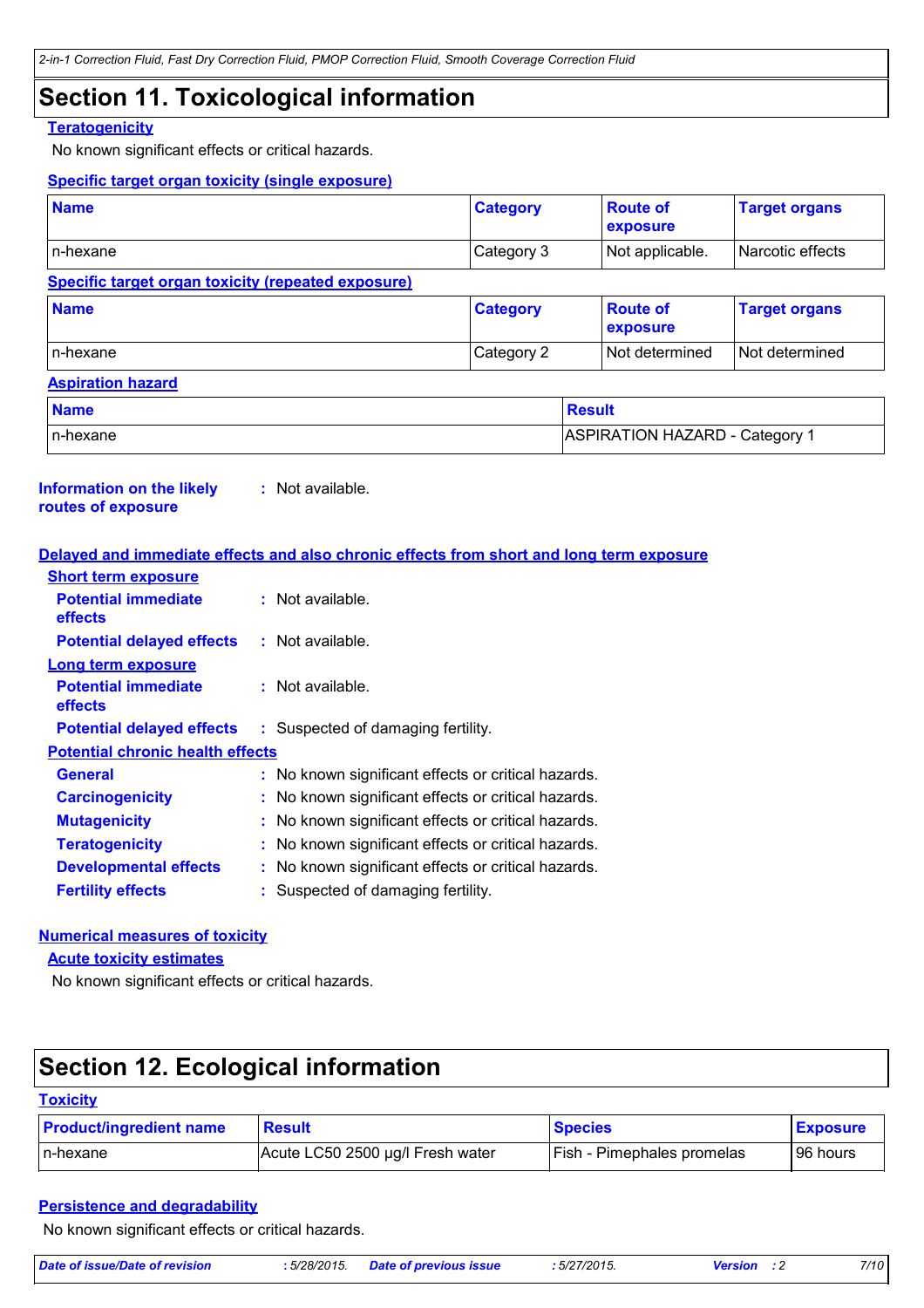# Section 11. Toxicological information

**Teratogenicity**

No known significant effects or critical hazards.

**Specific target organ toxicity (single exposure)**

| Name | Category | Route of exposure | Target organs |
|---|---|---|---|
| n-hexane | Category 3 | Not applicable. | Narcotic effects |

**Specific target organ toxicity (repeated exposure)**

| Name | Category | Route of exposure | Target organs |
|---|---|---|---|
| n-hexane | Category 2 | Not determined | Not determined |

**Aspiration hazard**

| Name | Result |
|---|---|
| n-hexane | ASPIRATION HAZARD - Category 1 |

**Information on the likely routes of exposure** : Not available.

**Delayed and immediate effects and also chronic effects from short and long term exposure**

**Short term exposure**

**Potential immediate effects** : Not available.

**Potential delayed effects** : Not available.

**Long term exposure**

**Potential immediate effects** : Not available.

**Potential delayed effects** : Suspected of damaging fertility.

**Potential chronic health effects**

**General** : No known significant effects or critical hazards.

**Carcinogenicity** : No known significant effects or critical hazards.

**Mutagenicity** : No known significant effects or critical hazards.

**Teratogenicity** : No known significant effects or critical hazards.

**Developmental effects** : No known significant effects or critical hazards.

**Fertility effects** : Suspected of damaging fertility.

**Numerical measures of toxicity**

**Acute toxicity estimates**

No known significant effects or critical hazards.

# Section 12. Ecological information

**Toxicity**

| Product/ingredient name | Result | Species | Exposure |
|---|---|---|---|
| n-hexane | Acute LC50 2500 µg/l Fresh water | Fish - Pimephales promelas | 96 hours |

**Persistence and degradability**

No known significant effects or critical hazards.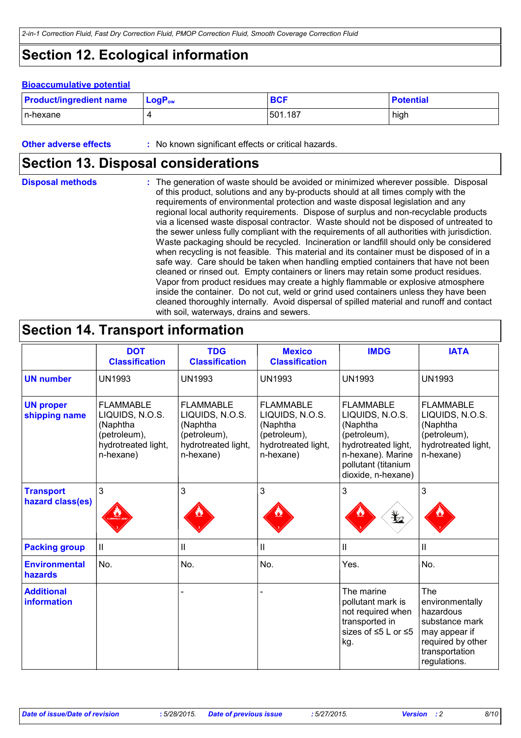## Section 12. Ecological information

**Bioaccumulative potential**

| Product/ingredient name | $LogP_{ow}$ | BCF | Potential |
|---|---|---|---|
| n-hexane | 4 | 501.187 | high |

**Other adverse effects** : No known significant effects or critical hazards.

## Section 13. Disposal considerations

**Disposal methods** : The generation of waste should be avoided or minimized wherever possible. Disposal of this product, solutions and any by-products should at all times comply with the requirements of environmental protection and waste disposal legislation and any regional local authority requirements. Dispose of surplus and non-recyclable products via a licensed waste disposal contractor. Waste should not be disposed of untreated to the sewer unless fully compliant with the requirements of all authorities with jurisdiction. Waste packaging should be recycled. Incineration or landfill should only be considered when recycling is not feasible. This material and its container must be disposed of in a safe way. Care should be taken when handling emptied containers that have not been cleaned or rinsed out. Empty containers or liners may retain some product residues. Vapor from product residues may create a highly flammable or explosive atmosphere inside the container. Do not cut, weld or grind used containers unless they have been cleaned thoroughly internally. Avoid dispersal of spilled material and runoff and contact with soil, waterways, drains and sewers.

## Section 14. Transport information

| | DOT Classification | TDG Classification | Mexico Classification | IMDG | IATA |
|---|---|---|---|---|---|
| **UN number** | UN1993 | UN1993 | UN1993 | UN1993 | UN1993 |
| **UN proper shipping name** | FLAMMABLE LIQUIDS, N.O.S. (Naphtha (petroleum), hydrotreated light, n-hexane) | FLAMMABLE LIQUIDS, N.O.S. (Naphtha (petroleum), hydrotreated light, n-hexane) | FLAMMABLE LIQUIDS, N.O.S. (Naphtha (petroleum), hydrotreated light, n-hexane) | FLAMMABLE LIQUIDS, N.O.S. (Naphtha (petroleum), hydrotreated light, n-hexane). Marine pollutant (titanium dioxide, n-hexane) | FLAMMABLE LIQUIDS, N.O.S. (Naphtha (petroleum), hydrotreated light, n-hexane) |
| **Transport hazard class(es)** | 3 | 3 | 3 | 3 | 3 |
| **Packing group** | II | II | II | II | II |
| **Environmental hazards** | No. | No. | No. | Yes. | No. |
| **Additional information** | | - | - | The marine pollutant mark is not required when transported in sizes of ≤5 L or ≤5 kg. | The environmentally hazardous substance mark may appear if required by other transportation regulations. |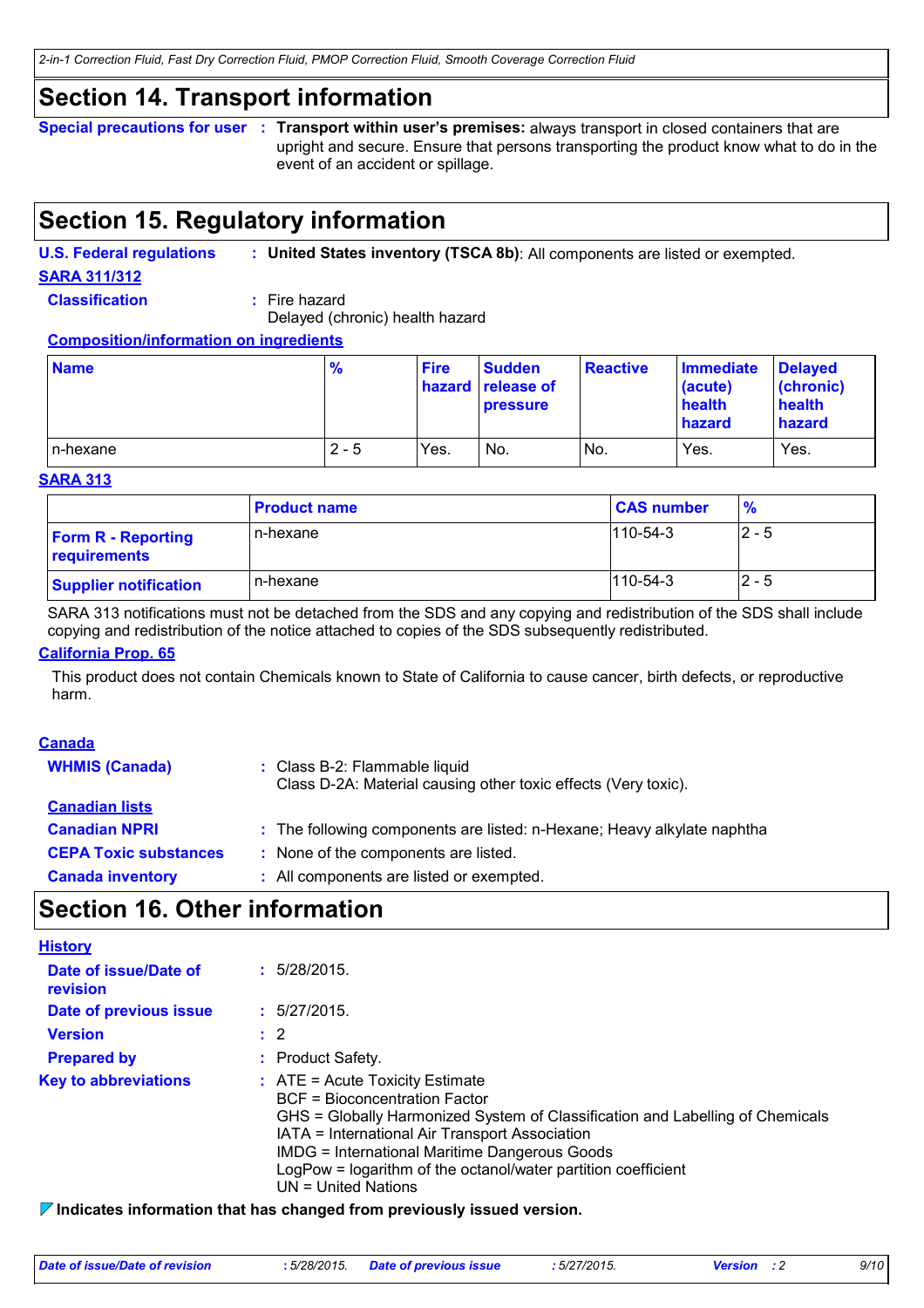## Section 14. Transport information

**Special precautions for user** : **Transport within user's premises:** always transport in closed containers that are upright and secure. Ensure that persons transporting the product know what to do in the event of an accident or spillage.

## Section 15. Regulatory information

**U.S. Federal regulations** : **United States inventory (TSCA 8b)**: All components are listed or exempted.

**SARA 311/312**

**Classification** : Fire hazard
Delayed (chronic) health hazard

**Composition/information on ingredients**

| Name | % | Fire hazard | Sudden release of pressure | Reactive | Immediate (acute) health hazard | Delayed (chronic) health hazard |
|---|---|---|---|---|---|---|
| n-hexane | 2 - 5 | Yes. | No. | No. | Yes. | Yes. |

**SARA 313**

| | Product name | CAS number | % |
|---|---|---|---|
| Form R - Reporting requirements | n-hexane | 110-54-3 | 2 - 5 |
| Supplier notification | n-hexane | 110-54-3 | 2 - 5 |

SARA 313 notifications must not be detached from the SDS and any copying and redistribution of the SDS shall include copying and redistribution of the notice attached to copies of the SDS subsequently redistributed.

**California Prop. 65**

This product does not contain Chemicals known to State of California to cause cancer, birth defects, or reproductive harm.

**Canada**

**WHMIS (Canada)** : Class B-2: Flammable liquid
Class D-2A: Material causing other toxic effects (Very toxic).

**Canadian lists**

**Canadian NPRI** : The following components are listed: n-Hexane; Heavy alkylate naphtha

**CEPA Toxic substances** : None of the components are listed.

**Canada inventory** : All components are listed or exempted.

## Section 16. Other information

**History**

**Date of issue/Date of revision** : 5/28/2015.

**Date of previous issue** : 5/27/2015.

**Version** : 2

**Prepared by** : Product Safety.

**Key to abbreviations** : ATE = Acute Toxicity Estimate
BCF = Bioconcentration Factor
GHS = Globally Harmonized System of Classification and Labelling of Chemicals
IATA = International Air Transport Association
IMDG = International Maritime Dangerous Goods
LogPow = logarithm of the octanol/water partition coefficient
UN = United Nations

**Indicates information that has changed from previously issued version.**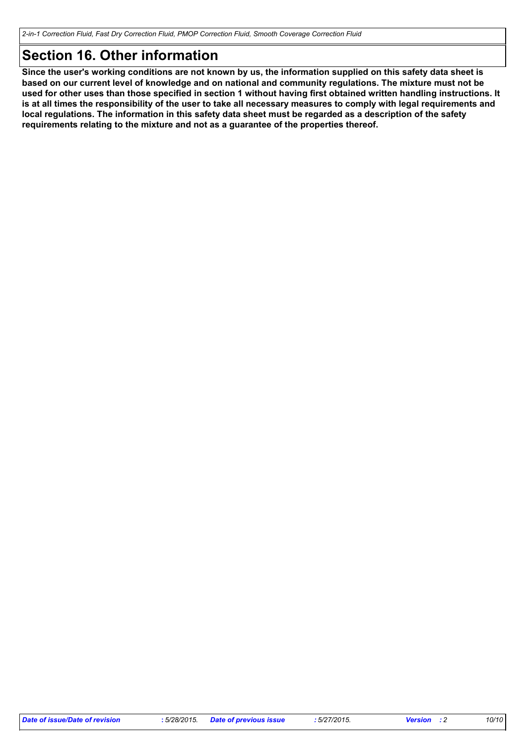## Section 16. Other information

**Since the user's working conditions are not known by us, the information supplied on this safety data sheet is based on our current level of knowledge and on national and community regulations. The mixture must not be used for other uses than those specified in section 1 without having first obtained written handling instructions. It is at all times the responsibility of the user to take all necessary measures to comply with legal requirements and local regulations. The information in this safety data sheet must be regarded as a description of the safety requirements relating to the mixture and not as a guarantee of the properties thereof.**